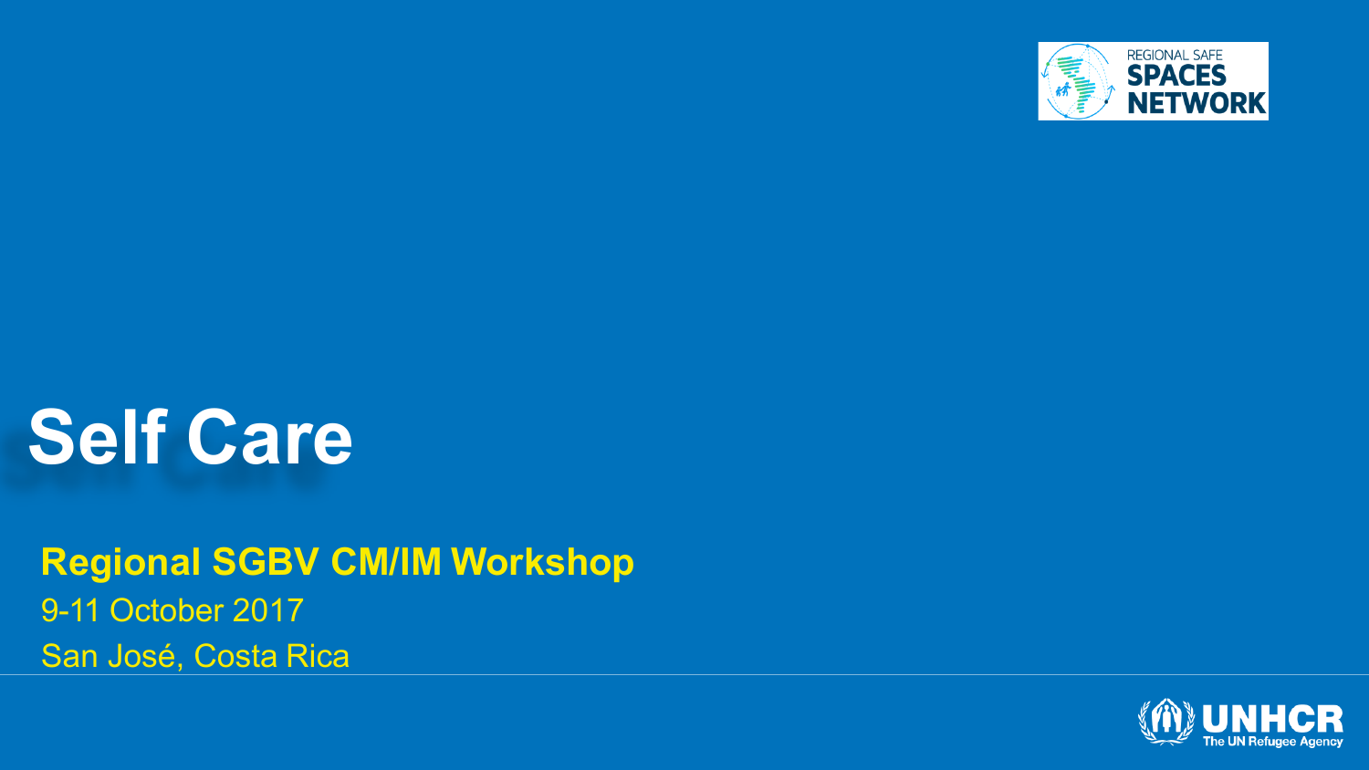# Self Care

**Regional SGBV CM/IM Workshop**

9-11 October 2017

San José, Costa Rica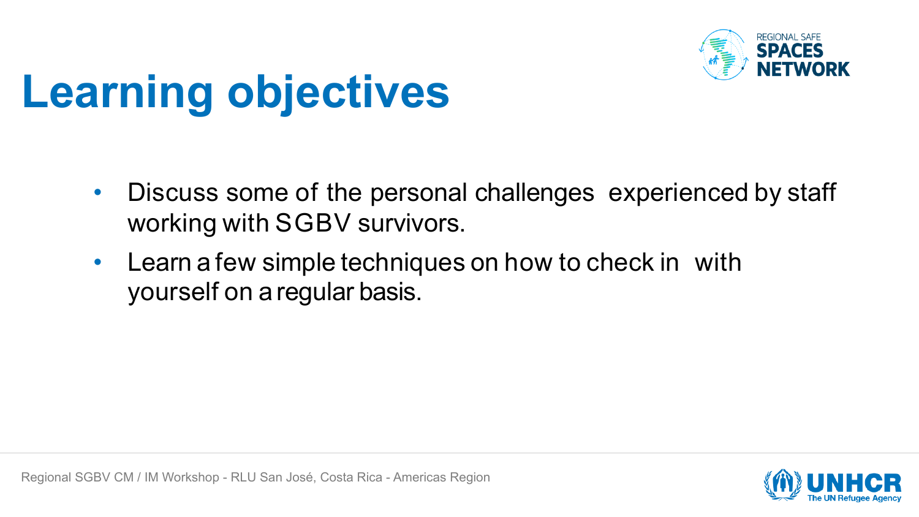# Learning objectives

- Discuss some of the personal challenges experienced by staff working with SGBV survivors.
- Learn a few simple techniques on how to check in with yourself on a regular basis.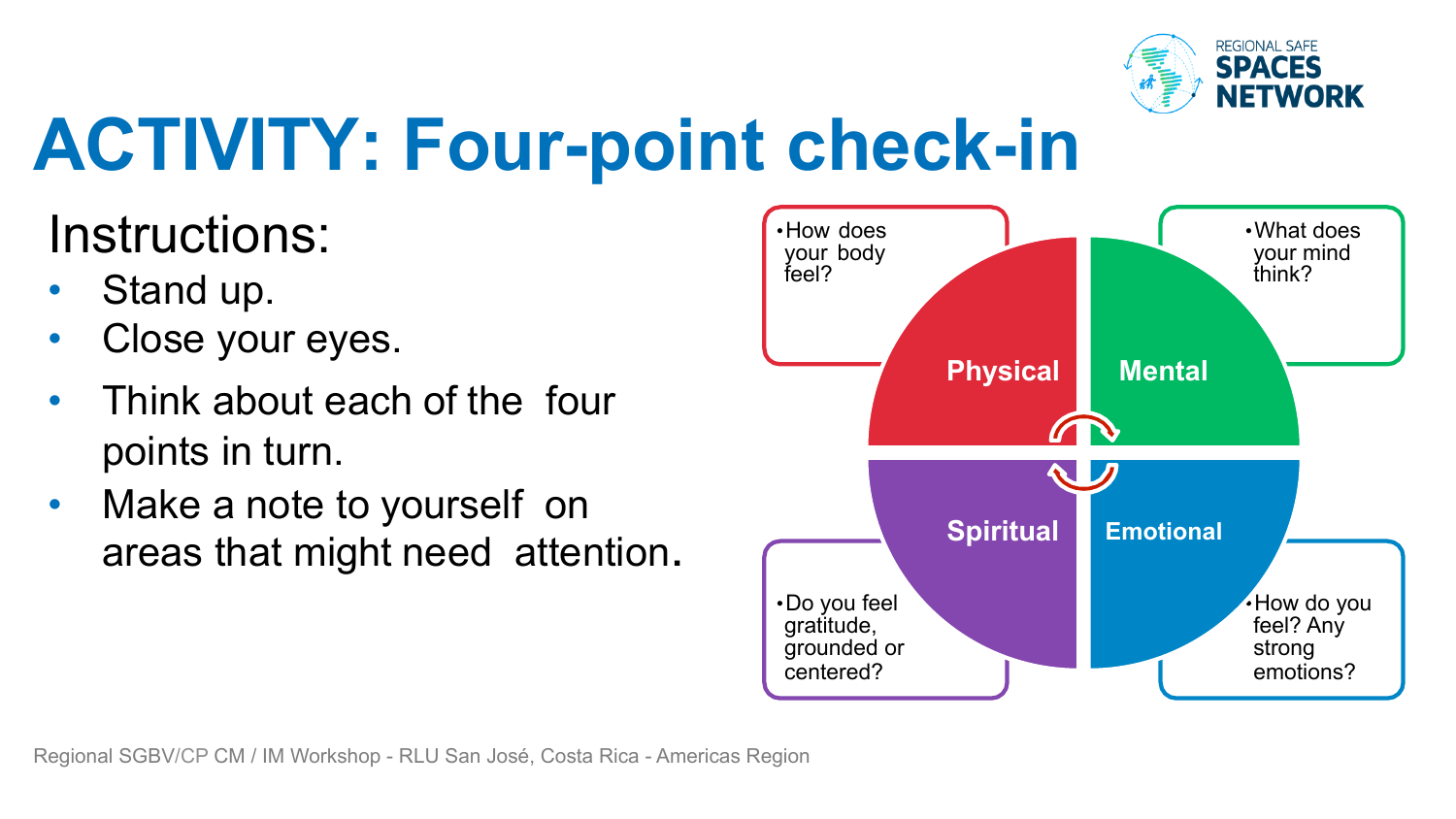# ACTIVITY: Four-point check-in

## Instructions:

- Stand up.
- Close your eyes.
- Think about each of the four points in turn.
- Make a note to yourself on areas that might need attention.

**Physical**
- How does your body feel?

**Mental**
- What does your mind think?

**Spiritual**
- Do you feel gratitude, grounded or centered?

**Emotional**
- How do you feel? Any strong emotions?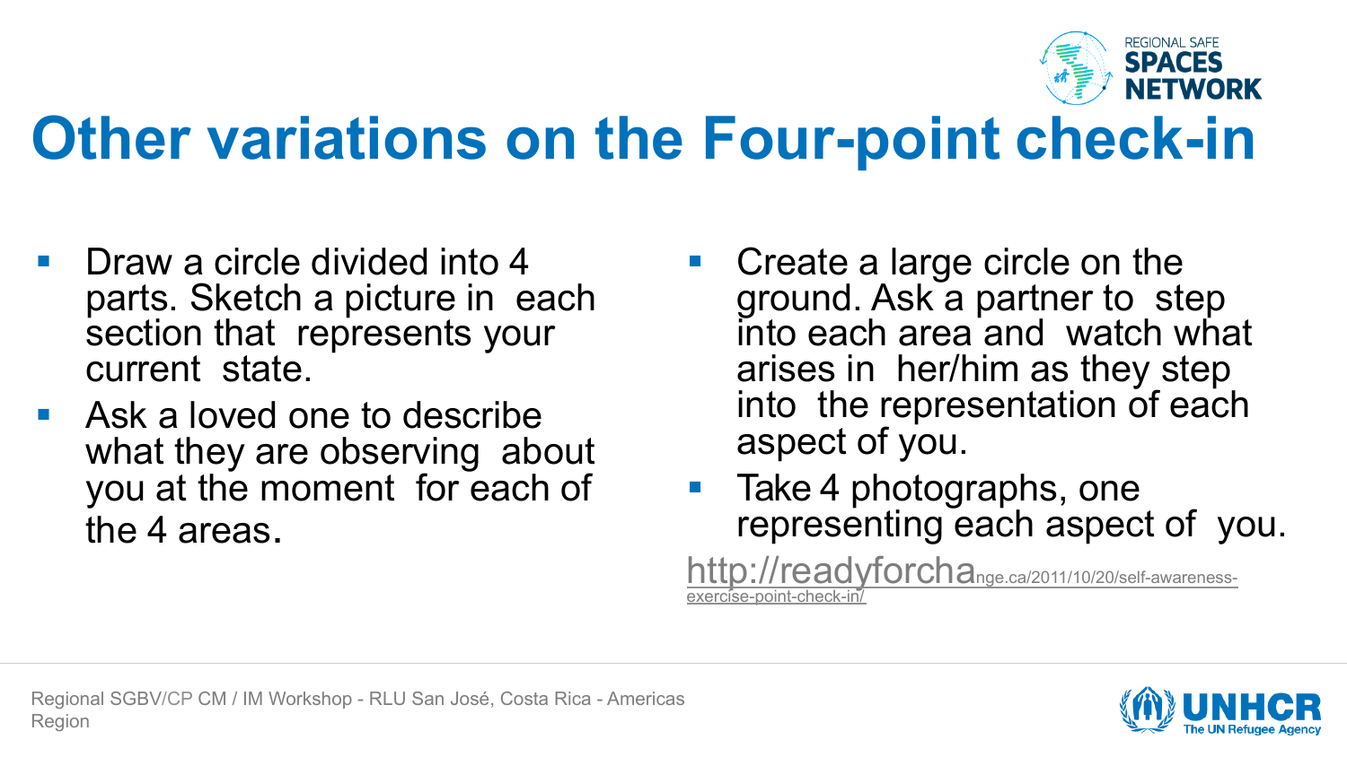# Other variations on the Four-point check-in

- Draw a circle divided into 4 parts. Sketch a picture in each section that represents your current state.
- Ask a loved one to describe what they are observing about you at the moment for each of the 4 areas.
- Create a large circle on the ground. Ask a partner to step into each area and watch what arises in her/him as they step into the representation of each aspect of you.
- Take 4 photographs, one representing each aspect of you.

http://readyforchange.ca/2011/10/20/self-awareness-exercise-point-check-in/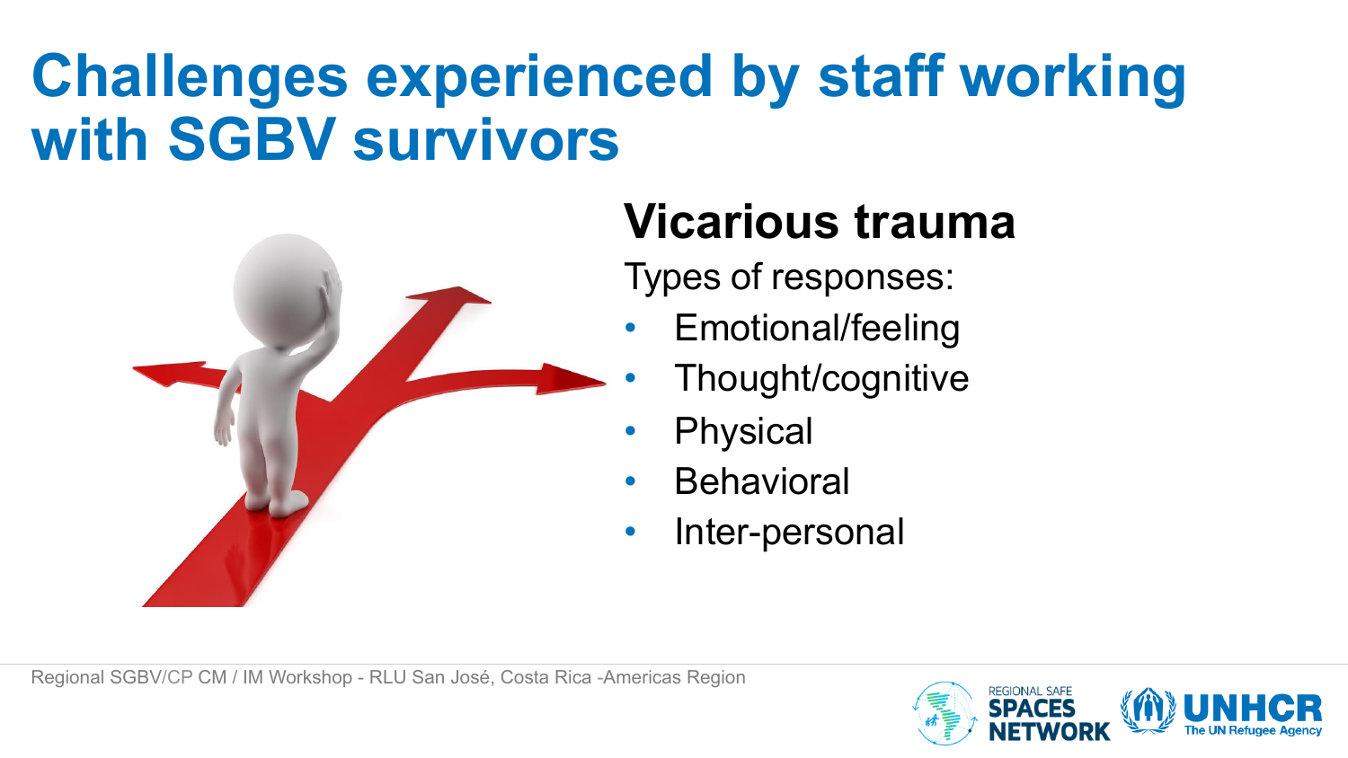# Challenges experienced by staff working with SGBV survivors

## Vicarious trauma

Types of responses:

- Emotional/feeling
- Thought/cognitive
- Physical
- Behavioral
- Inter-personal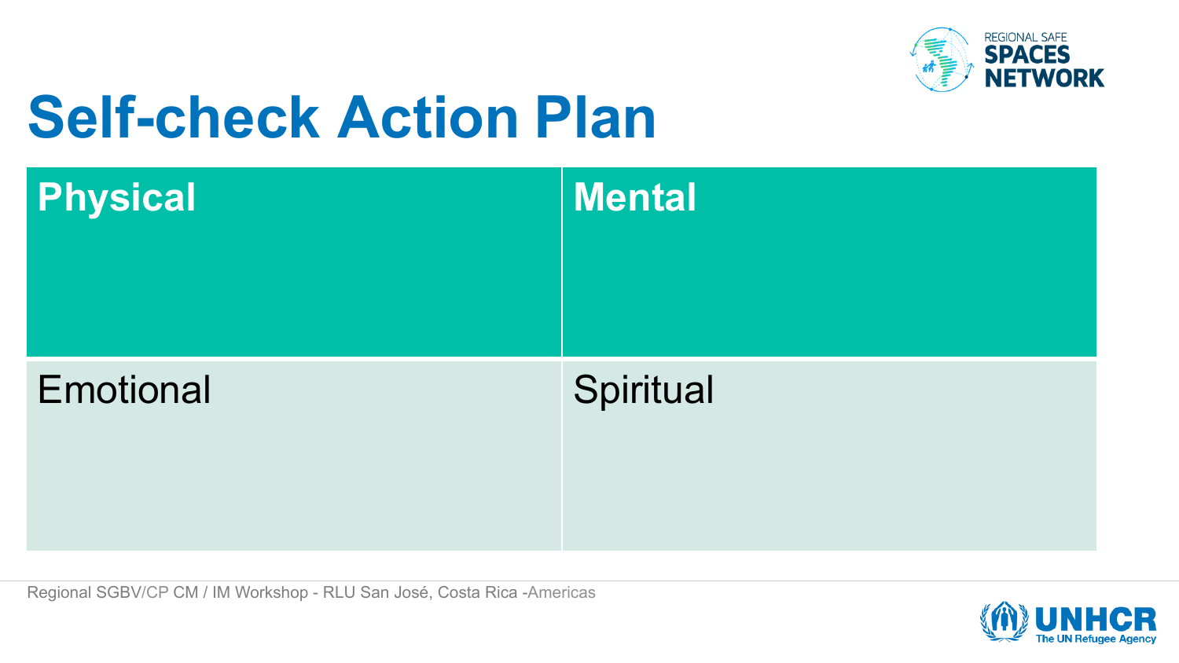# Self-check Action Plan

| Physical | Mental |
| --- | --- |
| Emotional | Spiritual |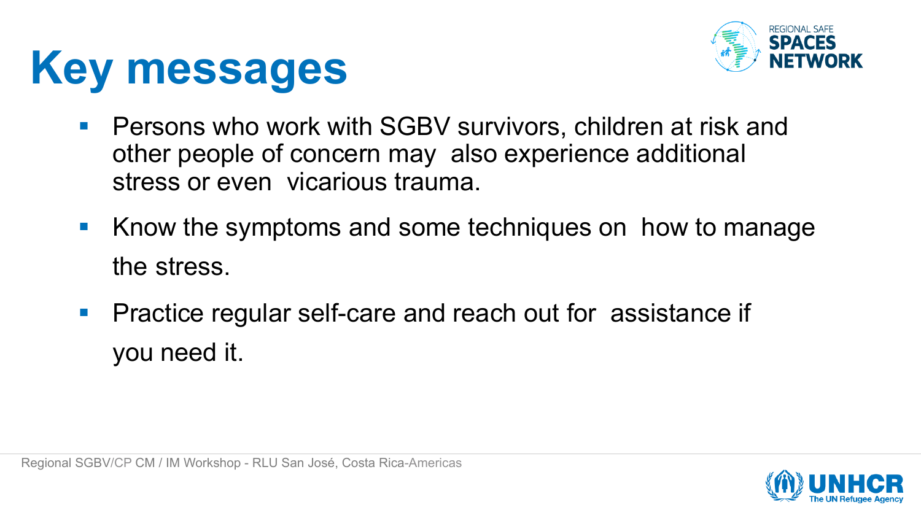# Key messages

- Persons who work with SGBV survivors, children at risk and other people of concern may also experience additional stress or even vicarious trauma.
- Know the symptoms and some techniques on how to manage the stress.
- Practice regular self-care and reach out for assistance if you need it.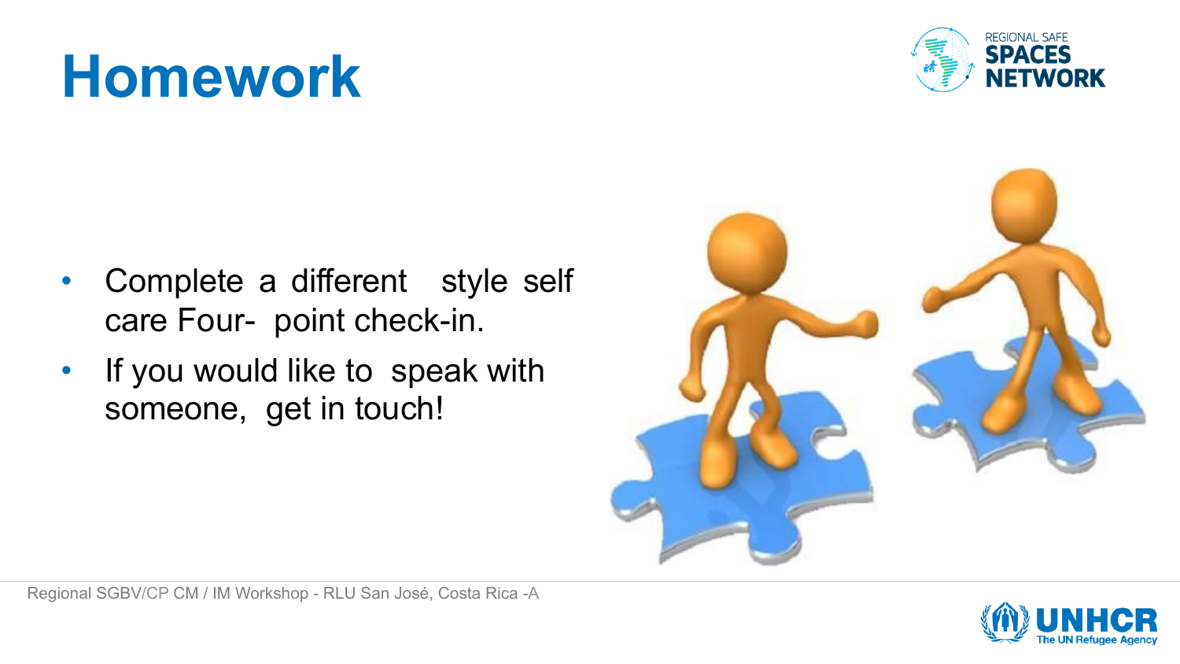# Homework

- Complete a different style self care Four- point check-in.
- If you would like to speak with someone, get in touch!